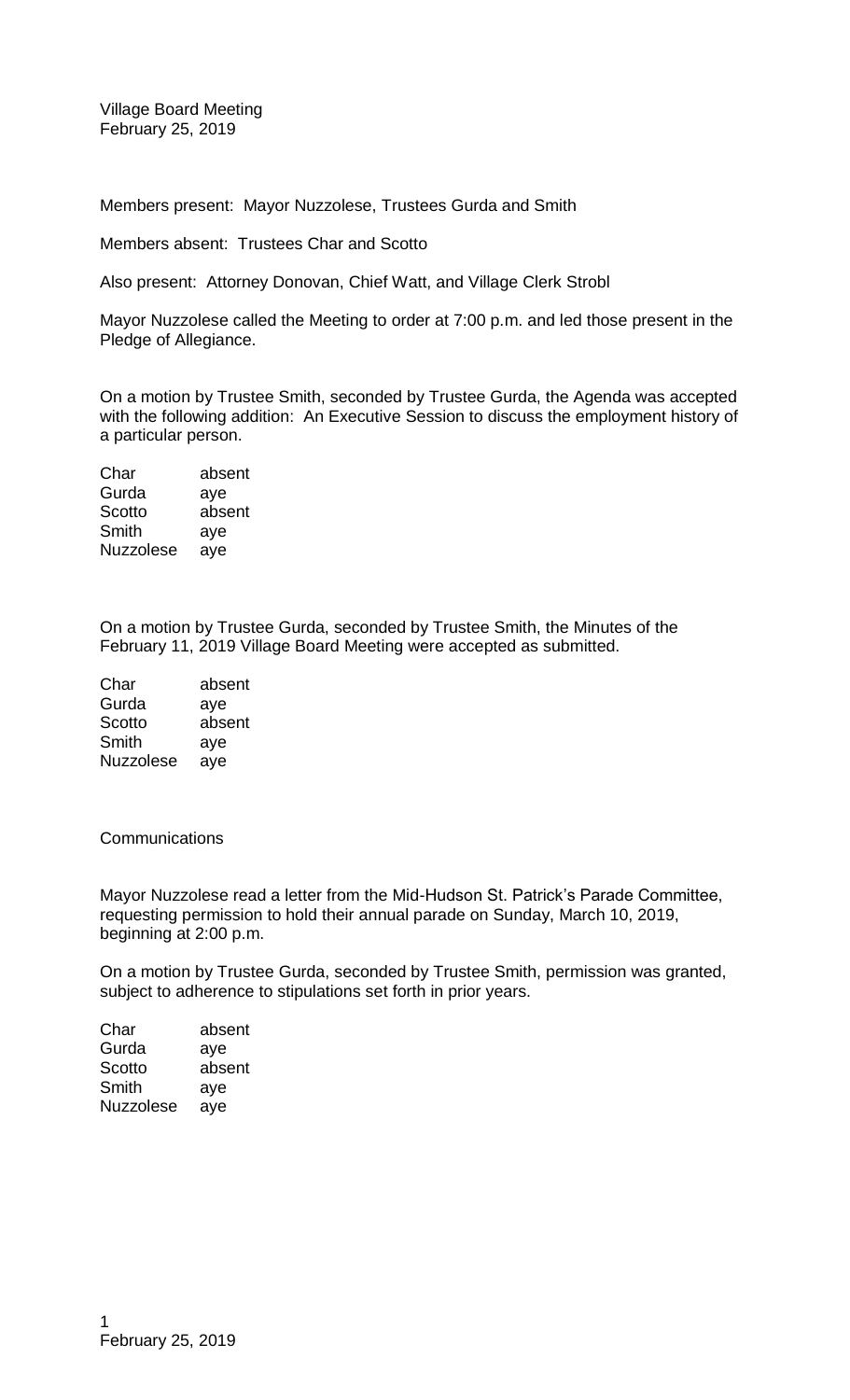Village Board Meeting
February 25, 2019

Members present: Mayor Nuzzolese, Trustees Gurda and Smith

Members absent: Trustees Char and Scotto

Also present: Attorney Donovan, Chief Watt, and Village Clerk Strobl

Mayor Nuzzolese called the Meeting to order at 7:00 p.m. and led those present in the Pledge of Allegiance.

On a motion by Trustee Smith, seconded by Trustee Gurda, the Agenda was accepted with the following addition: An Executive Session to discuss the employment history of a particular person.

| | |
|---|---|
| Char | absent |
| Gurda | aye |
| Scotto | absent |
| Smith | aye |
| Nuzzolese | aye |

On a motion by Trustee Gurda, seconded by Trustee Smith, the Minutes of the February 11, 2019 Village Board Meeting were accepted as submitted.

| | |
|---|---|
| Char | absent |
| Gurda | aye |
| Scotto | absent |
| Smith | aye |
| Nuzzolese | aye |

Communications

Mayor Nuzzolese read a letter from the Mid-Hudson St. Patrick's Parade Committee, requesting permission to hold their annual parade on Sunday, March 10, 2019, beginning at 2:00 p.m.

On a motion by Trustee Gurda, seconded by Trustee Smith, permission was granted, subject to adherence to stipulations set forth in prior years.

| | |
|---|---|
| Char | absent |
| Gurda | aye |
| Scotto | absent |
| Smith | aye |
| Nuzzolese | aye |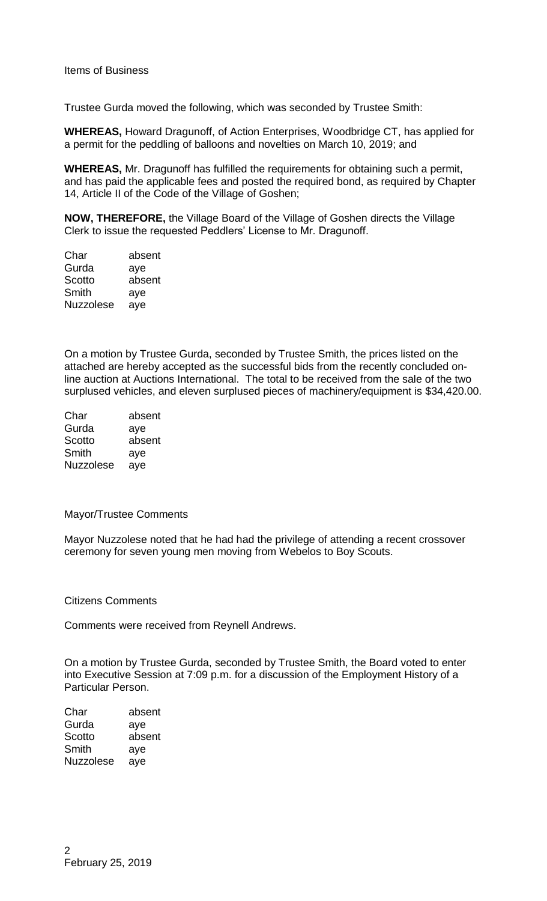Items of Business

Trustee Gurda moved the following, which was seconded by Trustee Smith:

**WHEREAS,** Howard Dragunoff, of Action Enterprises, Woodbridge CT, has applied for a permit for the peddling of balloons and novelties on March 10, 2019; and

**WHEREAS,** Mr. Dragunoff has fulfilled the requirements for obtaining such a permit, and has paid the applicable fees and posted the required bond, as required by Chapter 14, Article II of the Code of the Village of Goshen;

**NOW, THEREFORE,** the Village Board of the Village of Goshen directs the Village Clerk to issue the requested Peddlers' License to Mr. Dragunoff.

| | |
|---|---|
| Char | absent |
| Gurda | aye |
| Scotto | absent |
| Smith | aye |
| Nuzzolese | aye |

On a motion by Trustee Gurda, seconded by Trustee Smith, the prices listed on the attached are hereby accepted as the successful bids from the recently concluded on-line auction at Auctions International. The total to be received from the sale of the two surplused vehicles, and eleven surplused pieces of machinery/equipment is $34,420.00.

| | |
|---|---|
| Char | absent |
| Gurda | aye |
| Scotto | absent |
| Smith | aye |
| Nuzzolese | aye |

Mayor/Trustee Comments

Mayor Nuzzolese noted that he had had the privilege of attending a recent crossover ceremony for seven young men moving from Webelos to Boy Scouts.

Citizens Comments

Comments were received from Reynell Andrews.

On a motion by Trustee Gurda, seconded by Trustee Smith, the Board voted to enter into Executive Session at 7:09 p.m. for a discussion of the Employment History of a Particular Person.

| | |
|---|---|
| Char | absent |
| Gurda | aye |
| Scotto | absent |
| Smith | aye |
| Nuzzolese | aye |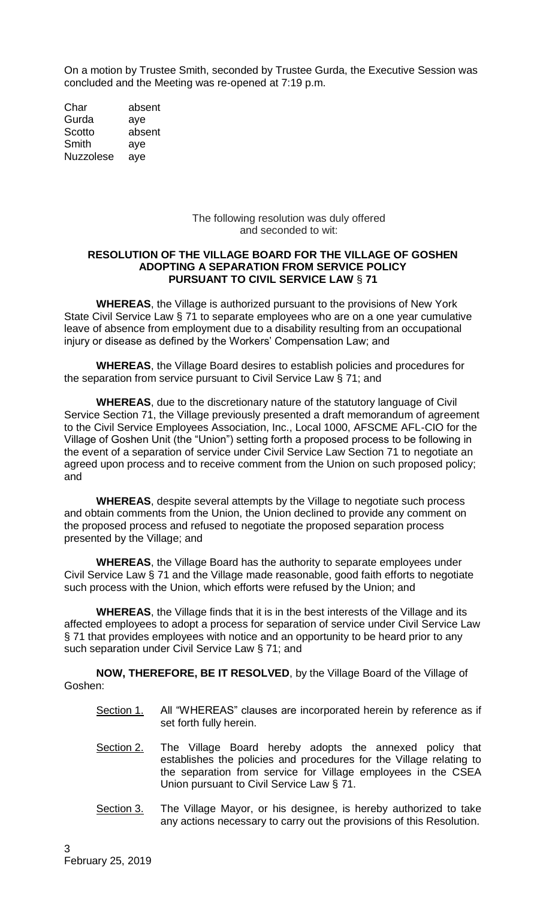On a motion by Trustee Smith, seconded by Trustee Gurda, the Executive Session was concluded and the Meeting was re-opened at 7:19 p.m.

| | |
|---|---|
| Char | absent |
| Gurda | aye |
| Scotto | absent |
| Smith | aye |
| Nuzzolese | aye |

The following resolution was duly offered and seconded to wit:

**RESOLUTION OF THE VILLAGE BOARD FOR THE VILLAGE OF GOSHEN ADOPTING A SEPARATION FROM SERVICE POLICY PURSUANT TO CIVIL SERVICE LAW § 71**

**WHEREAS**, the Village is authorized pursuant to the provisions of New York State Civil Service Law § 71 to separate employees who are on a one year cumulative leave of absence from employment due to a disability resulting from an occupational injury or disease as defined by the Workers' Compensation Law; and

**WHEREAS**, the Village Board desires to establish policies and procedures for the separation from service pursuant to Civil Service Law § 71; and

**WHEREAS**, due to the discretionary nature of the statutory language of Civil Service Section 71, the Village previously presented a draft memorandum of agreement to the Civil Service Employees Association, Inc., Local 1000, AFSCME AFL-CIO for the Village of Goshen Unit (the "Union") setting forth a proposed process to be following in the event of a separation of service under Civil Service Law Section 71 to negotiate an agreed upon process and to receive comment from the Union on such proposed policy; and

**WHEREAS**, despite several attempts by the Village to negotiate such process and obtain comments from the Union, the Union declined to provide any comment on the proposed process and refused to negotiate the proposed separation process presented by the Village; and

**WHEREAS**, the Village Board has the authority to separate employees under Civil Service Law § 71 and the Village made reasonable, good faith efforts to negotiate such process with the Union, which efforts were refused by the Union; and

**WHEREAS**, the Village finds that it is in the best interests of the Village and its affected employees to adopt a process for separation of service under Civil Service Law § 71 that provides employees with notice and an opportunity to be heard prior to any such separation under Civil Service Law § 71; and

**NOW, THEREFORE, BE IT RESOLVED**, by the Village Board of the Village of Goshen:

- Section 1. All "WHEREAS" clauses are incorporated herein by reference as if set forth fully herein.
- Section 2. The Village Board hereby adopts the annexed policy that establishes the policies and procedures for the Village relating to the separation from service for Village employees in the CSEA Union pursuant to Civil Service Law § 71.
- Section 3. The Village Mayor, or his designee, is hereby authorized to take any actions necessary to carry out the provisions of this Resolution.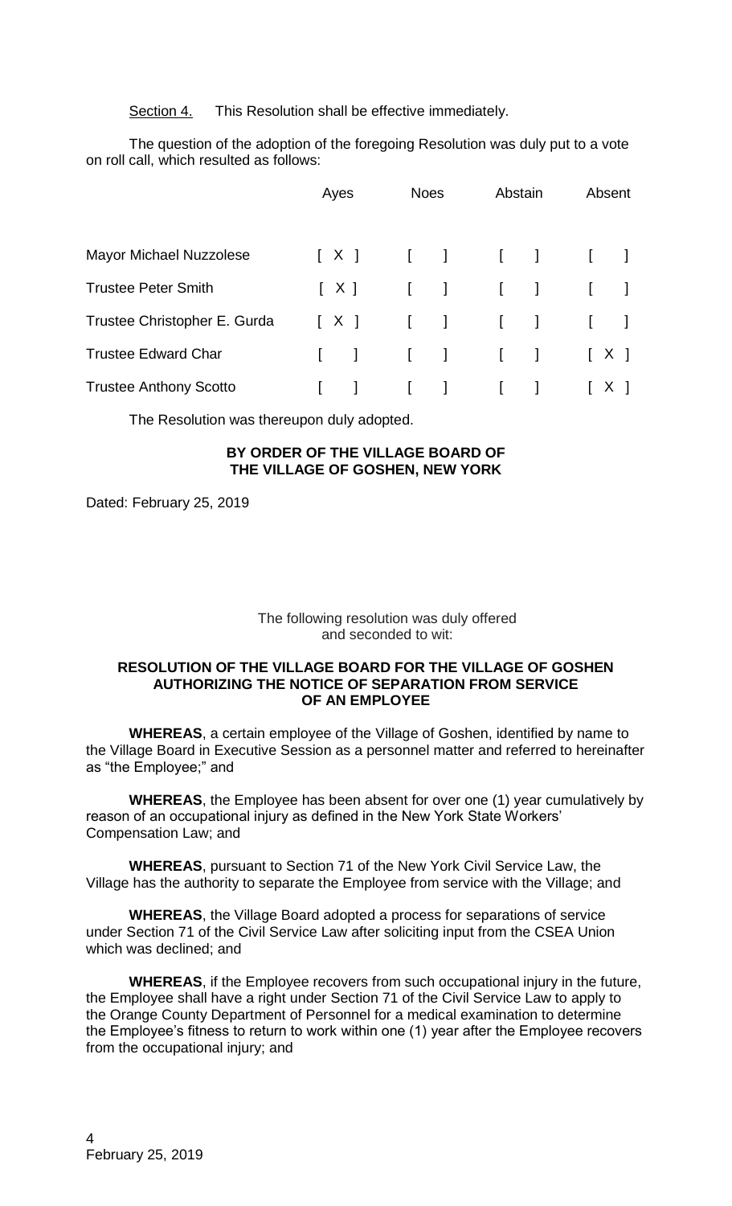Section 4. This Resolution shall be effective immediately.

The question of the adoption of the foregoing Resolution was duly put to a vote on roll call, which resulted as follows:

| | Ayes | Noes | Abstain | Absent |
|---|---|---|---|---|
| Mayor Michael Nuzzolese | [ X ] | [ ] | [ ] | [ ] |
| Trustee Peter Smith | [ X ] | [ ] | [ ] | [ ] |
| Trustee Christopher E. Gurda | [ X ] | [ ] | [ ] | [ ] |
| Trustee Edward Char | [ ] | [ ] | [ ] | [ X ] |
| Trustee Anthony Scotto | [ ] | [ ] | [ ] | [ X ] |

The Resolution was thereupon duly adopted.

**BY ORDER OF THE VILLAGE BOARD OF THE VILLAGE OF GOSHEN, NEW YORK**

Dated: February 25, 2019

The following resolution was duly offered and seconded to wit:

**RESOLUTION OF THE VILLAGE BOARD FOR THE VILLAGE OF GOSHEN AUTHORIZING THE NOTICE OF SEPARATION FROM SERVICE OF AN EMPLOYEE**

**WHEREAS**, a certain employee of the Village of Goshen, identified by name to the Village Board in Executive Session as a personnel matter and referred to hereinafter as "the Employee;" and

**WHEREAS**, the Employee has been absent for over one (1) year cumulatively by reason of an occupational injury as defined in the New York State Workers' Compensation Law; and

**WHEREAS**, pursuant to Section 71 of the New York Civil Service Law, the Village has the authority to separate the Employee from service with the Village; and

**WHEREAS**, the Village Board adopted a process for separations of service under Section 71 of the Civil Service Law after soliciting input from the CSEA Union which was declined; and

**WHEREAS**, if the Employee recovers from such occupational injury in the future, the Employee shall have a right under Section 71 of the Civil Service Law to apply to the Orange County Department of Personnel for a medical examination to determine the Employee's fitness to return to work within one (1) year after the Employee recovers from the occupational injury; and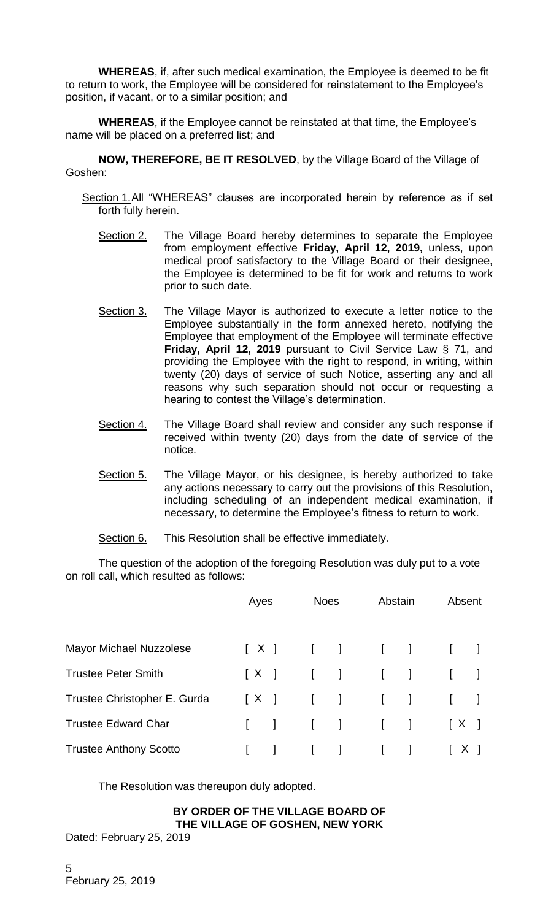**WHEREAS**, if, after such medical examination, the Employee is deemed to be fit to return to work, the Employee will be considered for reinstatement to the Employee's position, if vacant, or to a similar position; and

**WHEREAS**, if the Employee cannot be reinstated at that time, the Employee's name will be placed on a preferred list; and

**NOW, THEREFORE, BE IT RESOLVED**, by the Village Board of the Village of Goshen:

Section 1. All "WHEREAS" clauses are incorporated herein by reference as if set forth fully herein.

Section 2. The Village Board hereby determines to separate the Employee from employment effective **Friday, April 12, 2019,** unless, upon medical proof satisfactory to the Village Board or their designee, the Employee is determined to be fit for work and returns to work prior to such date.

Section 3. The Village Mayor is authorized to execute a letter notice to the Employee substantially in the form annexed hereto, notifying the Employee that employment of the Employee will terminate effective **Friday, April 12, 2019** pursuant to Civil Service Law § 71, and providing the Employee with the right to respond, in writing, within twenty (20) days of service of such Notice, asserting any and all reasons why such separation should not occur or requesting a hearing to contest the Village's determination.

Section 4. The Village Board shall review and consider any such response if received within twenty (20) days from the date of service of the notice.

Section 5. The Village Mayor, or his designee, is hereby authorized to take any actions necessary to carry out the provisions of this Resolution, including scheduling of an independent medical examination, if necessary, to determine the Employee's fitness to return to work.

Section 6. This Resolution shall be effective immediately.

The question of the adoption of the foregoing Resolution was duly put to a vote on roll call, which resulted as follows:

| | Ayes | Noes | Abstain | Absent |
|---|---|---|---|---|
| Mayor Michael Nuzzolese | [ X ] | [ ] | [ ] | [ ] |
| Trustee Peter Smith | [ X ] | [ ] | [ ] | [ ] |
| Trustee Christopher E. Gurda | [ X ] | [ ] | [ ] | [ ] |
| Trustee Edward Char | [ ] | [ ] | [ ] | [ X ] |
| Trustee Anthony Scotto | [ ] | [ ] | [ ] | [ X ] |

The Resolution was thereupon duly adopted.

**BY ORDER OF THE VILLAGE BOARD OF THE VILLAGE OF GOSHEN, NEW YORK**

Dated: February 25, 2019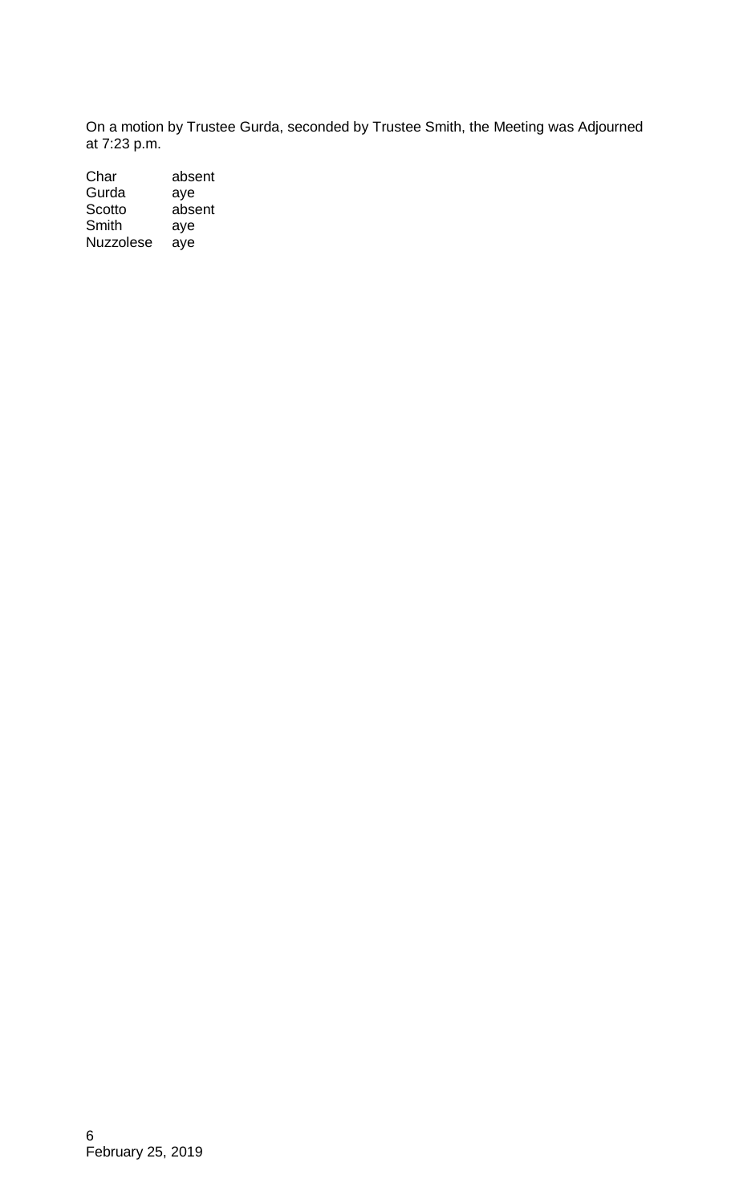On a motion by Trustee Gurda, seconded by Trustee Smith, the Meeting was Adjourned at 7:23 p.m.

| | |
|---|---|
| Char | absent |
| Gurda | aye |
| Scotto | absent |
| Smith | aye |
| Nuzzolese | aye |